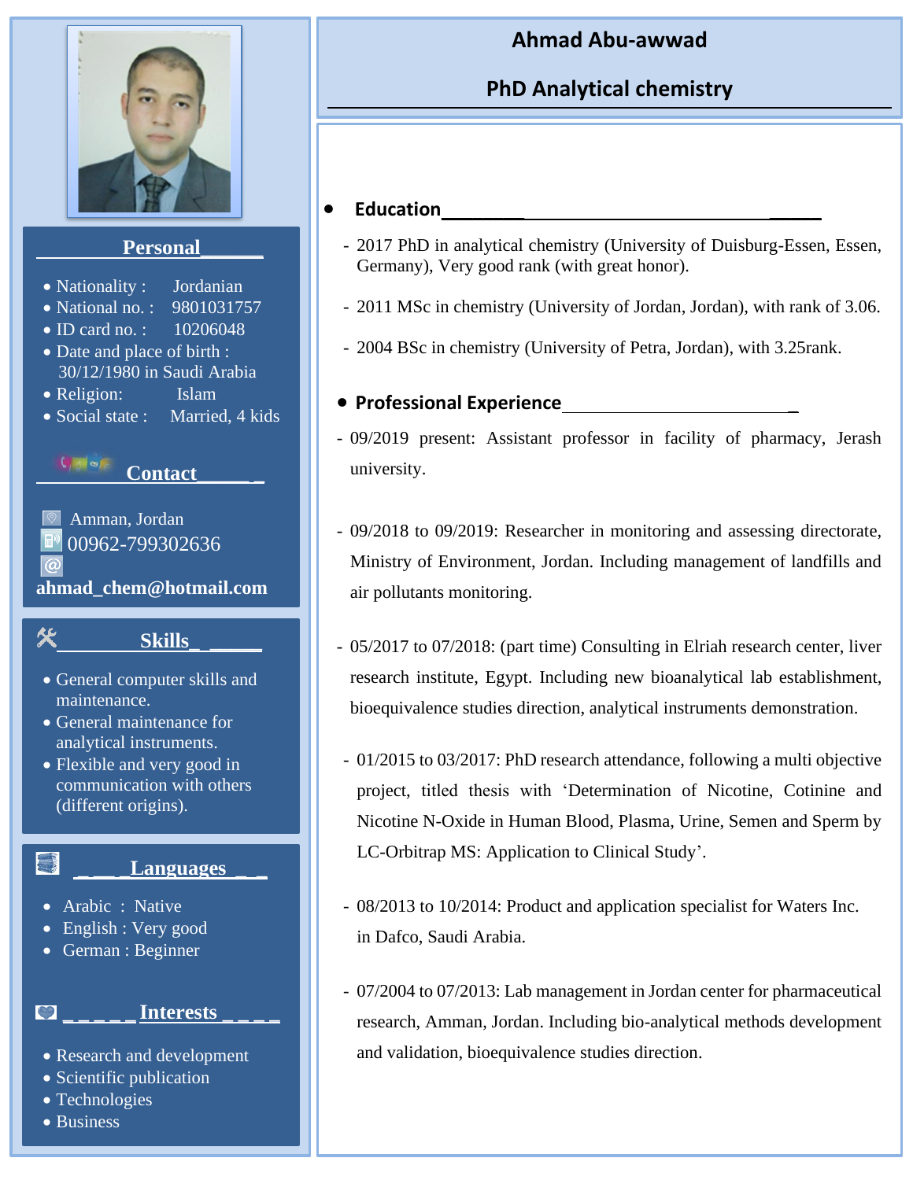# Ahmad Abu-awwad

## PhD Analytical chemistry

## Personal

- Nationality : Jordanian
- National no. : 9801031757
- ID card no. : 10206048
- Date and place of birth : 30/12/1980 in Saudi Arabia
- Religion: Islam
- Social state : Married, 4 kids

## Contact

Amman, Jordan

00962-799302636

ahmad_chem@hotmail.com

## Skills

- General computer skills and maintenance.
- General maintenance for analytical instruments.
- Flexible and very good in communication with others (different origins).

## Languages

- Arabic : Native
- English : Very good
- German : Beginner

## Interests

- Research and development
- Scientific publication
- Technologies
- Business

## Education

- 2017 PhD in analytical chemistry (University of Duisburg-Essen, Essen, Germany), Very good rank (with great honor).
- 2011 MSc in chemistry (University of Jordan, Jordan), with rank of 3.06.
- 2004 BSc in chemistry (University of Petra, Jordan), with 3.25rank.

## Professional Experience

- 09/2019 present: Assistant professor in facility of pharmacy, Jerash university.
- 09/2018 to 09/2019: Researcher in monitoring and assessing directorate, Ministry of Environment, Jordan. Including management of landfills and air pollutants monitoring.
- 05/2017 to 07/2018: (part time) Consulting in Elriah research center, liver research institute, Egypt. Including new bioanalytical lab establishment, bioequivalence studies direction, analytical instruments demonstration.
- 01/2015 to 03/2017: PhD research attendance, following a multi objective project, titled thesis with 'Determination of Nicotine, Cotinine and Nicotine N-Oxide in Human Blood, Plasma, Urine, Semen and Sperm by LC-Orbitrap MS: Application to Clinical Study'.
- 08/2013 to 10/2014: Product and application specialist for Waters Inc. in Dafco, Saudi Arabia.
- 07/2004 to 07/2013: Lab management in Jordan center for pharmaceutical research, Amman, Jordan. Including bio-analytical methods development and validation, bioequivalence studies direction.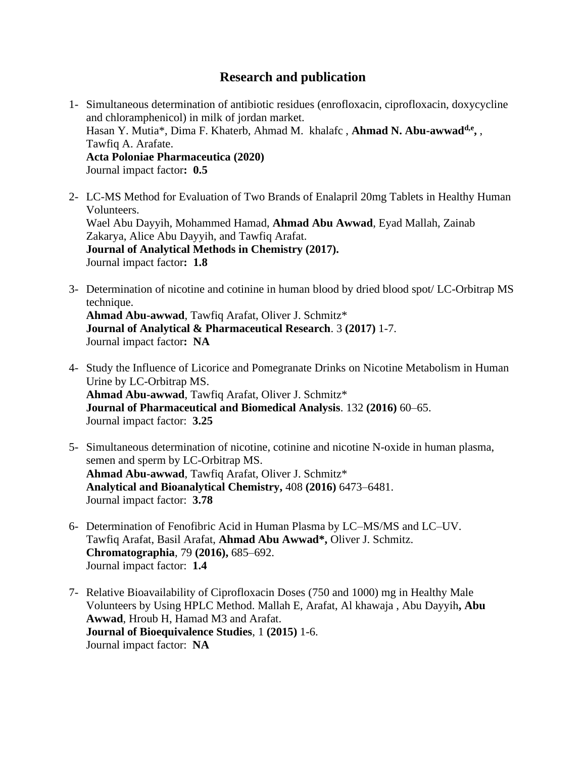## Research and publication

1- Simultaneous determination of antibiotic residues (enrofloxacin, ciprofloxacin, doxycycline and chloramphenicol) in milk of jordan market.
Hasan Y. Mutia*, Dima F. Khaterb, Ahmad M. khalafc , **Ahmad N. Abu-awwad**[d,e] , , Tawfiq A. Arafate.
**Acta Poloniae Pharmaceutica (2020)**
Journal impact factor**: 0.5**

2- LC-MS Method for Evaluation of Two Brands of Enalapril 20mg Tablets in Healthy Human Volunteers.
Wael Abu Dayyih, Mohammed Hamad, **Ahmad Abu Awwad**, Eyad Mallah, Zainab Zakarya, Alice Abu Dayyih, and Tawfiq Arafat.
**Journal of Analytical Methods in Chemistry (2017).**
Journal impact factor**: 1.8**

3- Determination of nicotine and cotinine in human blood by dried blood spot/ LC-Orbitrap MS technique.
**Ahmad Abu-awwad**, Tawfiq Arafat, Oliver J. Schmitz*
**Journal of Analytical & Pharmaceutical Research**. 3 **(2017)** 1-7.
Journal impact factor**: NA**

4- Study the Influence of Licorice and Pomegranate Drinks on Nicotine Metabolism in Human Urine by LC-Orbitrap MS.
**Ahmad Abu-awwad**, Tawfiq Arafat, Oliver J. Schmitz*
**Journal of Pharmaceutical and Biomedical Analysis**. 132 **(2016)** 60–65.
Journal impact factor: **3.25**

5- Simultaneous determination of nicotine, cotinine and nicotine N-oxide in human plasma, semen and sperm by LC-Orbitrap MS.
**Ahmad Abu-awwad**, Tawfiq Arafat, Oliver J. Schmitz*
**Analytical and Bioanalytical Chemistry,** 408 **(2016)** 6473–6481.
Journal impact factor: **3.78**

6- Determination of Fenofibric Acid in Human Plasma by LC–MS/MS and LC–UV.
Tawfiq Arafat, Basil Arafat, **Ahmad Abu Awwad*,** Oliver J. Schmitz.
**Chromatographia**, 79 **(2016),** 685–692.
Journal impact factor: **1.4**

7- Relative Bioavailability of Ciprofloxacin Doses (750 and 1000) mg in Healthy Male Volunteers by Using HPLC Method. Mallah E, Arafat, Al khawaja , Abu Dayyih**, Abu Awwad**, Hroub H, Hamad M3 and Arafat.
**Journal of Bioequivalence Studies**, 1 **(2015)** 1-6.
Journal impact factor: **NA**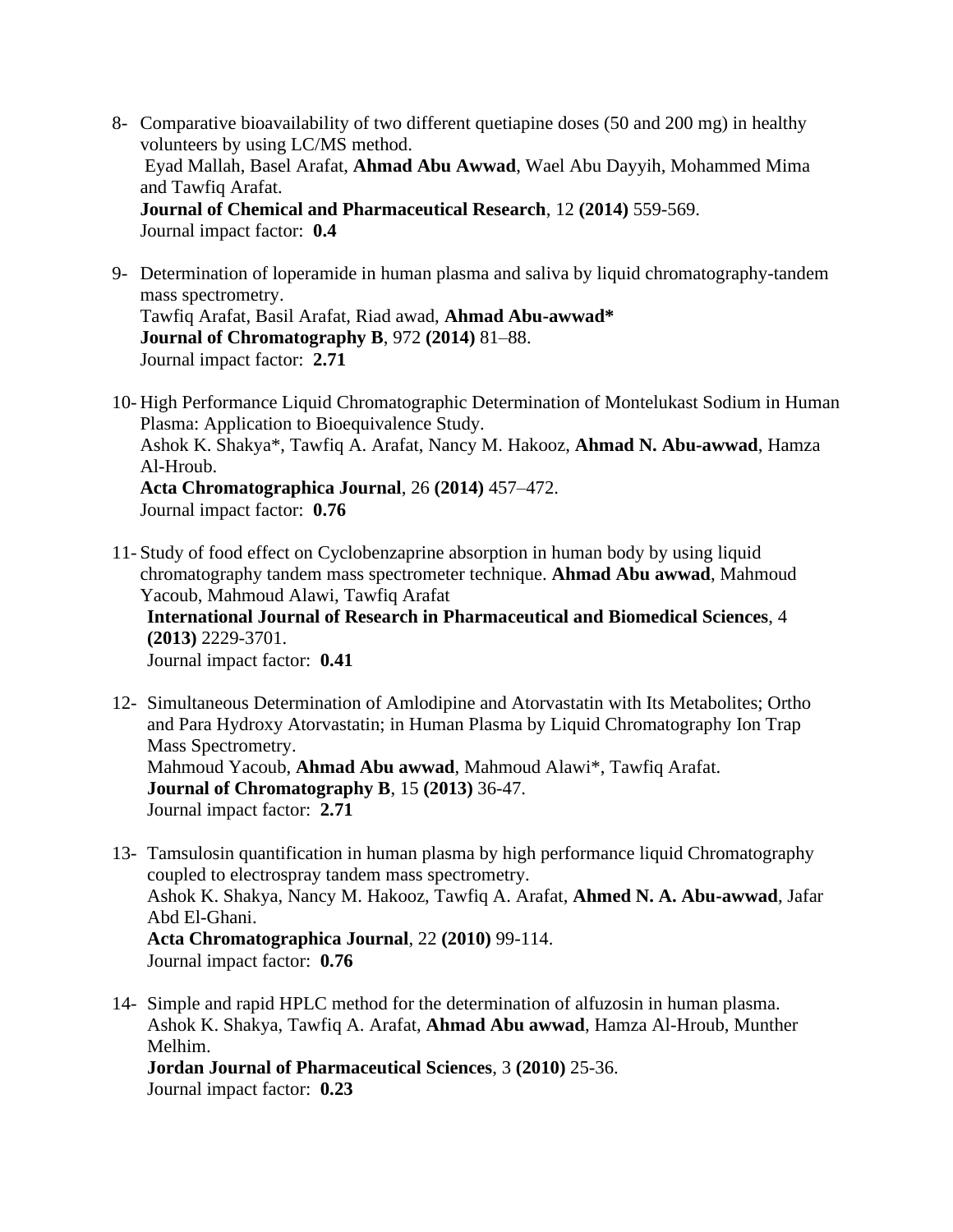8- Comparative bioavailability of two different quetiapine doses (50 and 200 mg) in healthy volunteers by using LC/MS method.
 Eyad Mallah, Basel Arafat, **Ahmad Abu Awwad**, Wael Abu Dayyih, Mohammed Mima and Tawfiq Arafat.
 **Journal of Chemical and Pharmaceutical Research**, 12 **(2014)** 559-569.
 Journal impact factor: **0.4**

9- Determination of loperamide in human plasma and saliva by liquid chromatography-tandem mass spectrometry.
 Tawfiq Arafat, Basil Arafat, Riad awad, **Ahmad Abu-awwad***
 **Journal of Chromatography B**, 972 **(2014)** 81–88.
 Journal impact factor: **2.71**

10- High Performance Liquid Chromatographic Determination of Montelukast Sodium in Human Plasma: Application to Bioequivalence Study.
 Ashok K. Shakya*, Tawfiq A. Arafat, Nancy M. Hakooz, **Ahmad N. Abu-awwad**, Hamza Al-Hroub.
 **Acta Chromatographica Journal**, 26 **(2014)** 457–472.
 Journal impact factor: **0.76**

11- Study of food effect on Cyclobenzaprine absorption in human body by using liquid chromatography tandem mass spectrometer technique. **Ahmad Abu awwad**, Mahmoud Yacoub, Mahmoud Alawi, Tawfiq Arafat
 **International Journal of Research in Pharmaceutical and Biomedical Sciences**, 4 **(2013)** 2229-3701.
 Journal impact factor: **0.41**

12- Simultaneous Determination of Amlodipine and Atorvastatin with Its Metabolites; Ortho and Para Hydroxy Atorvastatin; in Human Plasma by Liquid Chromatography Ion Trap Mass Spectrometry.
 Mahmoud Yacoub, **Ahmad Abu awwad**, Mahmoud Alawi*, Tawfiq Arafat.
 **Journal of Chromatography B**, 15 **(2013)** 36-47.
 Journal impact factor: **2.71**

13- Tamsulosin quantification in human plasma by high performance liquid Chromatography coupled to electrospray tandem mass spectrometry.
 Ashok K. Shakya, Nancy M. Hakooz, Tawfiq A. Arafat, **Ahmed N. A. Abu-awwad**, Jafar Abd El-Ghani.
 **Acta Chromatographica Journal**, 22 **(2010)** 99-114.
 Journal impact factor: **0.76**

14- Simple and rapid HPLC method for the determination of alfuzosin in human plasma.
 Ashok K. Shakya, Tawfiq A. Arafat, **Ahmad Abu awwad**, Hamza Al-Hroub, Munther Melhim.
 **Jordan Journal of Pharmaceutical Sciences**, 3 **(2010)** 25-36.
 Journal impact factor: **0.23**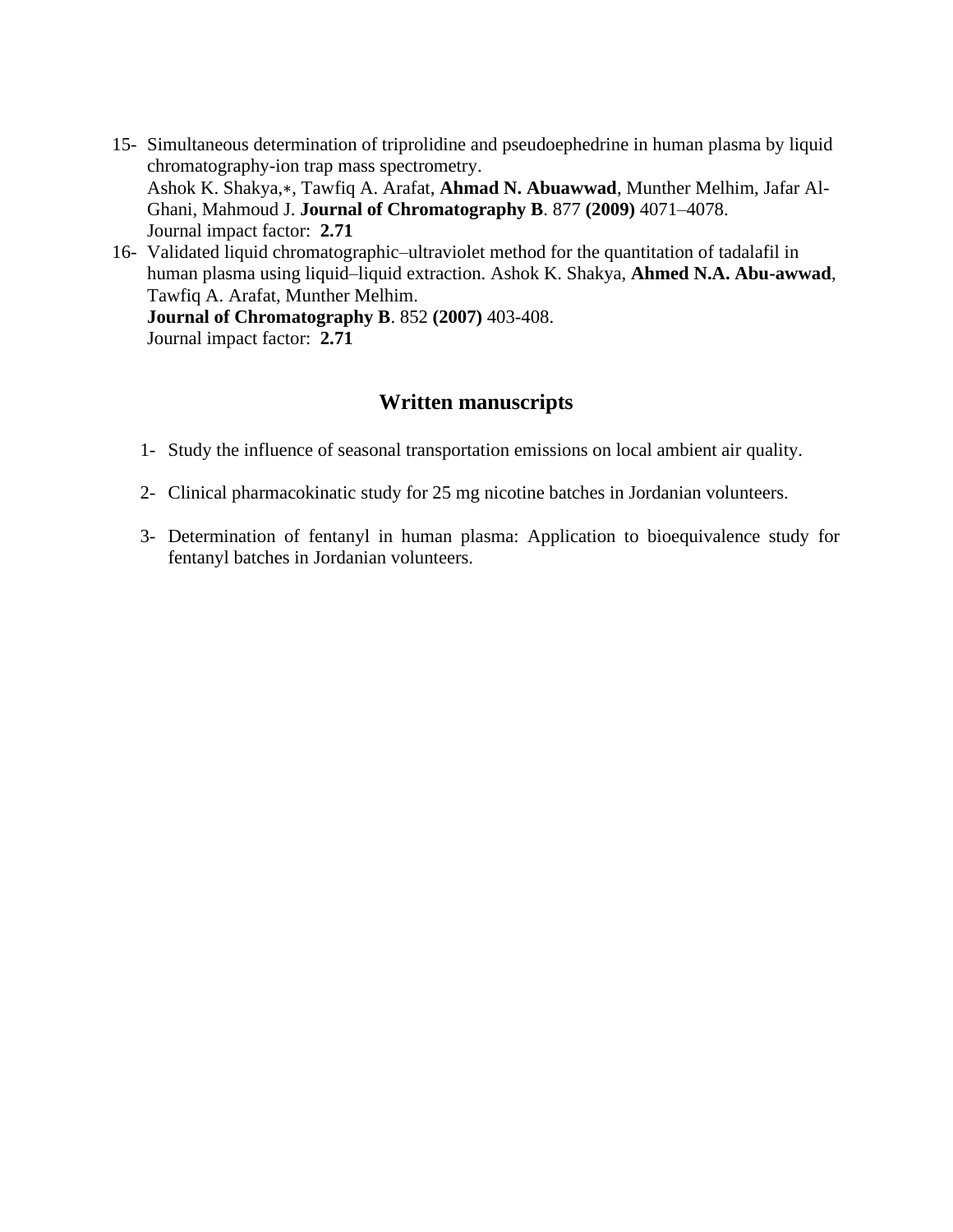15- Simultaneous determination of triprolidine and pseudoephedrine in human plasma by liquid chromatography-ion trap mass spectrometry.
    Ashok K. Shakya,∗, Tawfiq A. Arafat, **Ahmad N. Abuawwad**, Munther Melhim, Jafar Al-Ghani, Mahmoud J. **Journal of Chromatography B**. 877 **(2009)** 4071–4078.
    Journal impact factor: **2.71**

16- Validated liquid chromatographic–ultraviolet method for the quantitation of tadalafil in human plasma using liquid–liquid extraction. Ashok K. Shakya, **Ahmed N.A. Abu-awwad**, Tawfiq A. Arafat, Munther Melhim.
    **Journal of Chromatography B**. 852 **(2007)** 403-408.
    Journal impact factor: **2.71**

## Written manuscripts

1- Study the influence of seasonal transportation emissions on local ambient air quality.

2- Clinical pharmacokinatic study for 25 mg nicotine batches in Jordanian volunteers.

3- Determination of fentanyl in human plasma: Application to bioequivalence study for fentanyl batches in Jordanian volunteers.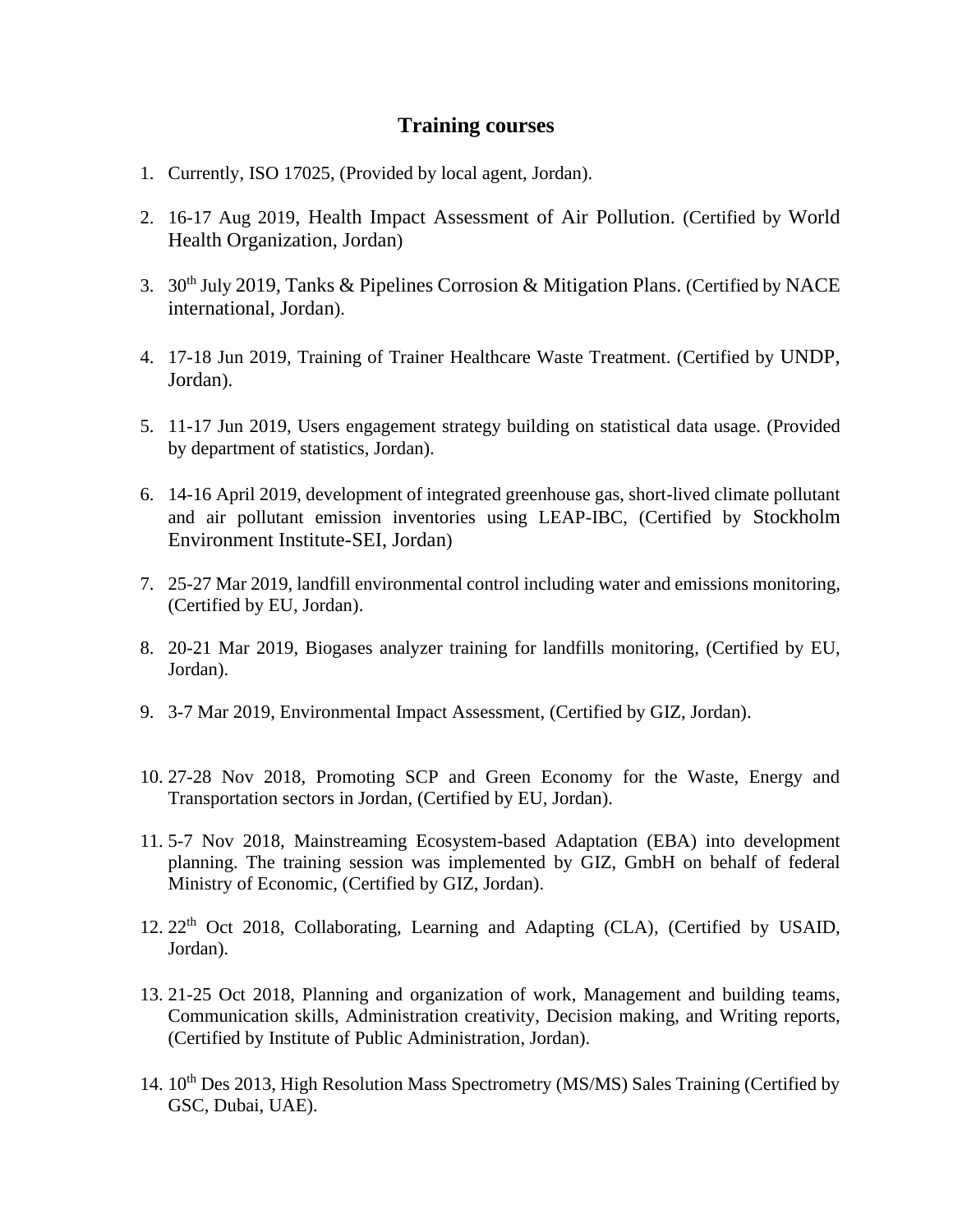## Training courses

1. Currently, ISO 17025, (Provided by local agent, Jordan).

2. 16-17 Aug 2019, Health Impact Assessment of Air Pollution. (Certified by World Health Organization, Jordan)

3. 30th July 2019, Tanks & Pipelines Corrosion & Mitigation Plans. (Certified by NACE international, Jordan).

4. 17-18 Jun 2019, Training of Trainer Healthcare Waste Treatment. (Certified by UNDP, Jordan).

5. 11-17 Jun 2019, Users engagement strategy building on statistical data usage. (Provided by department of statistics, Jordan).

6. 14-16 April 2019, development of integrated greenhouse gas, short-lived climate pollutant and air pollutant emission inventories using LEAP-IBC, (Certified by Stockholm Environment Institute-SEI, Jordan)

7. 25-27 Mar 2019, landfill environmental control including water and emissions monitoring, (Certified by EU, Jordan).

8. 20-21 Mar 2019, Biogases analyzer training for landfills monitoring, (Certified by EU, Jordan).

9. 3-7 Mar 2019, Environmental Impact Assessment, (Certified by GIZ, Jordan).

10. 27-28 Nov 2018, Promoting SCP and Green Economy for the Waste, Energy and Transportation sectors in Jordan, (Certified by EU, Jordan).

11. 5-7 Nov 2018, Mainstreaming Ecosystem-based Adaptation (EBA) into development planning. The training session was implemented by GIZ, GmbH on behalf of federal Ministry of Economic, (Certified by GIZ, Jordan).

12. 22th Oct 2018, Collaborating, Learning and Adapting (CLA), (Certified by USAID, Jordan).

13. 21-25 Oct 2018, Planning and organization of work, Management and building teams, Communication skills, Administration creativity, Decision making, and Writing reports, (Certified by Institute of Public Administration, Jordan).

14. 10th Des 2013, High Resolution Mass Spectrometry (MS/MS) Sales Training (Certified by GSC, Dubai, UAE).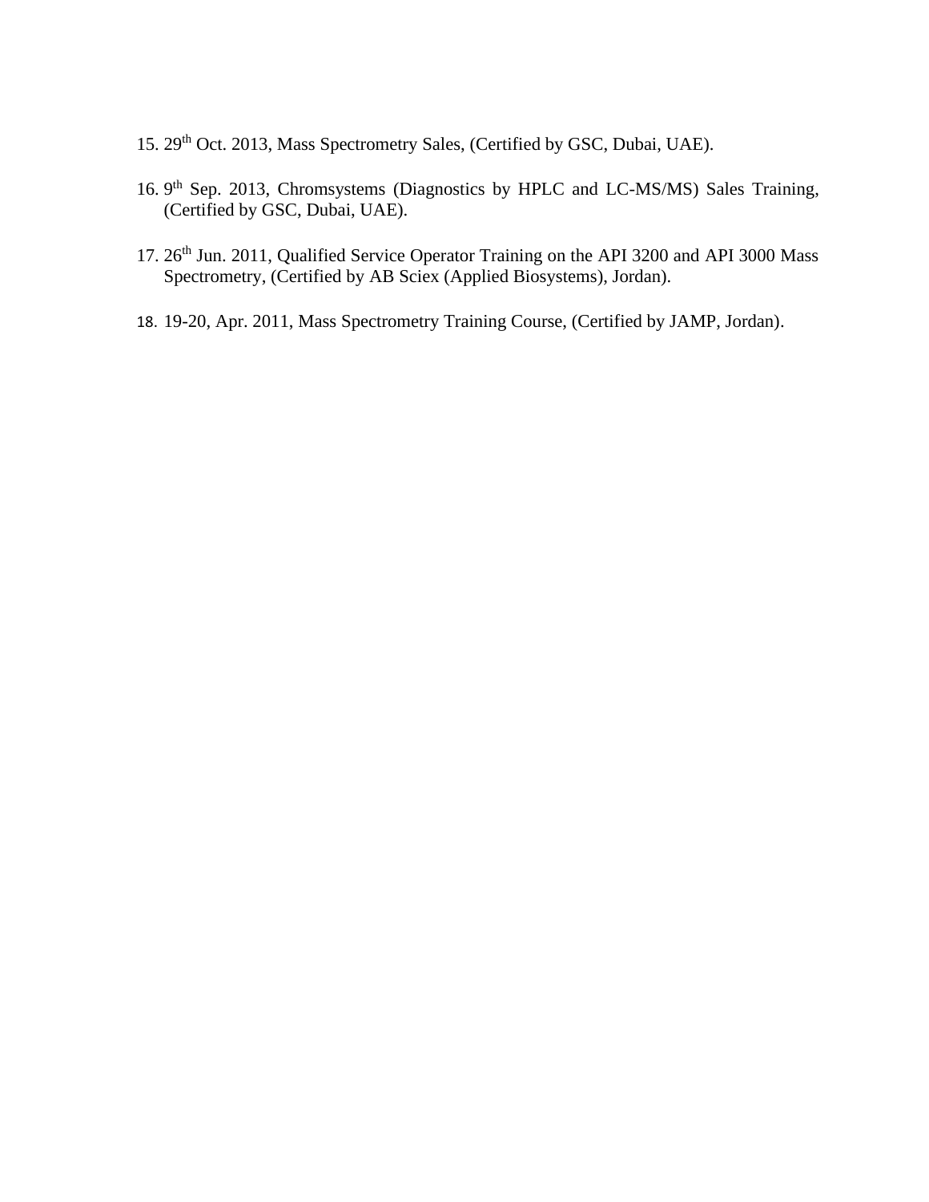15. 29th Oct. 2013, Mass Spectrometry Sales, (Certified by GSC, Dubai, UAE).

16. 9th Sep. 2013, Chromsystems (Diagnostics by HPLC and LC-MS/MS) Sales Training, (Certified by GSC, Dubai, UAE).

17. 26th Jun. 2011, Qualified Service Operator Training on the API 3200 and API 3000 Mass Spectrometry, (Certified by AB Sciex (Applied Biosystems), Jordan).

18. 19-20, Apr. 2011, Mass Spectrometry Training Course, (Certified by JAMP, Jordan).